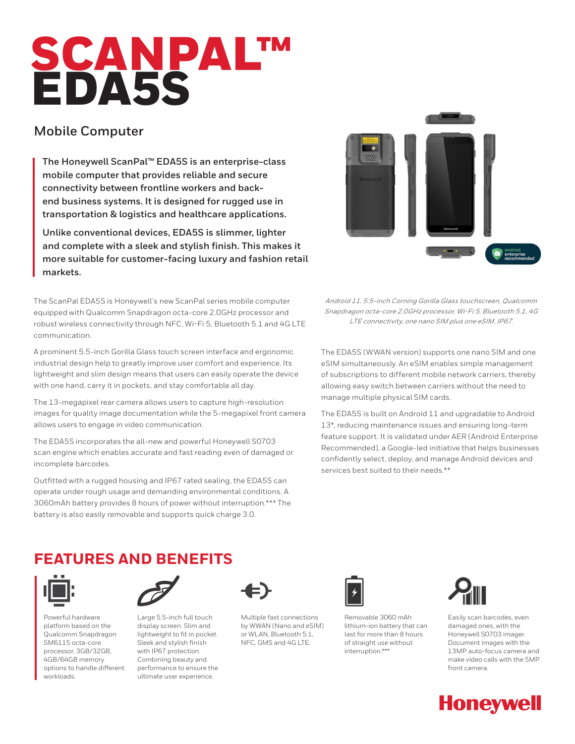# SCANPAL™ EDA5S

## Mobile Computer

**The Honeywell ScanPal™ EDA5S is an enterprise-class mobile computer that provides reliable and secure connectivity between frontline workers and back-end business systems. It is designed for rugged use in transportation & logistics and healthcare applications.**

**Unlike conventional devices, EDA5S is slimmer, lighter and complete with a sleek and stylish finish. This makes it more suitable for customer-facing luxury and fashion retail markets.**

*Android 11, 5.5-inch Corning Gorilla Glass touchscreen, Qualcomm Snapdragon octa-core 2.0GHz processor, Wi-Fi 5, Bluetooth 5.1, 4G LTE connectivity, one nano SIM plus one eSIM, IP67.*

The ScanPal EDA5S is Honeywell's new ScanPal series mobile computer equipped with Qualcomm Snapdragon octa-core 2.0GHz processor and robust wireless connectivity through NFC, Wi-Fi 5, Bluetooth 5.1 and 4G LTE communication.

A prominent 5.5-inch Gorilla Glass touch screen interface and ergonomic industrial design help to greatly improve user comfort and experience. Its lightweight and slim design means that users can easily operate the device with one hand, carry it in pockets, and stay comfortable all day.

The 13-megapixel rear camera allows users to capture high-resolution images for quality image documentation while the 5-megapixel front camera allows users to engage in video communication.

The EDA5S incorporates the all-new and powerful Honeywell S0703 scan engine which enables accurate and fast reading even of damaged or incomplete barcodes.

Outfitted with a rugged housing and IP67 rated sealing, the EDA5S can operate under rough usage and demanding environmental conditions. A 3060mAh battery provides 8 hours of power without interruption.*** The battery is also easily removable and supports quick charge 3.0.

The EDA5S (WWAN version) supports one nano SIM and one eSIM simultaneously. An eSIM enables simple management of subscriptions to different mobile network carriers, thereby allowing easy switch between carriers without the need to manage multiple physical SIM cards.

The EDA5S is built on Android 11 and upgradable to Android 13*, reducing maintenance issues and ensuring long-term feature support. It is validated under AER (Android Enterprise Recommended), a Google-led initiative that helps businesses confidently select, deploy, and manage Android devices and services best suited to their needs.**

## FEATURES AND BENEFITS

- Powerful hardware platform based on the Qualcomm Snapdragon SM6115 octa-core processor, 3GB/32GB, 4GB/64GB memory options to handle different workloads.
- Large 5.5-inch full touch display screen. Slim and lightweight to fit in pocket. Sleek and stylish finish with IP67 protection. Combining beauty and performance to ensure the ultimate user experience.
- Multiple fast connections by WWAN (Nano and eSIM) or WLAN, Bluetooth 5.1, NFC, GMS and 4G LTE.
- Removable 3060 mAh lithium-ion battery that can last for more than 8 hours of straight use without interruption.***
- Easily scan barcodes, even damaged ones, with the Honeywell S0703 imager. Document images with the 13MP auto-focus camera and make video calls with the 5MP front camera.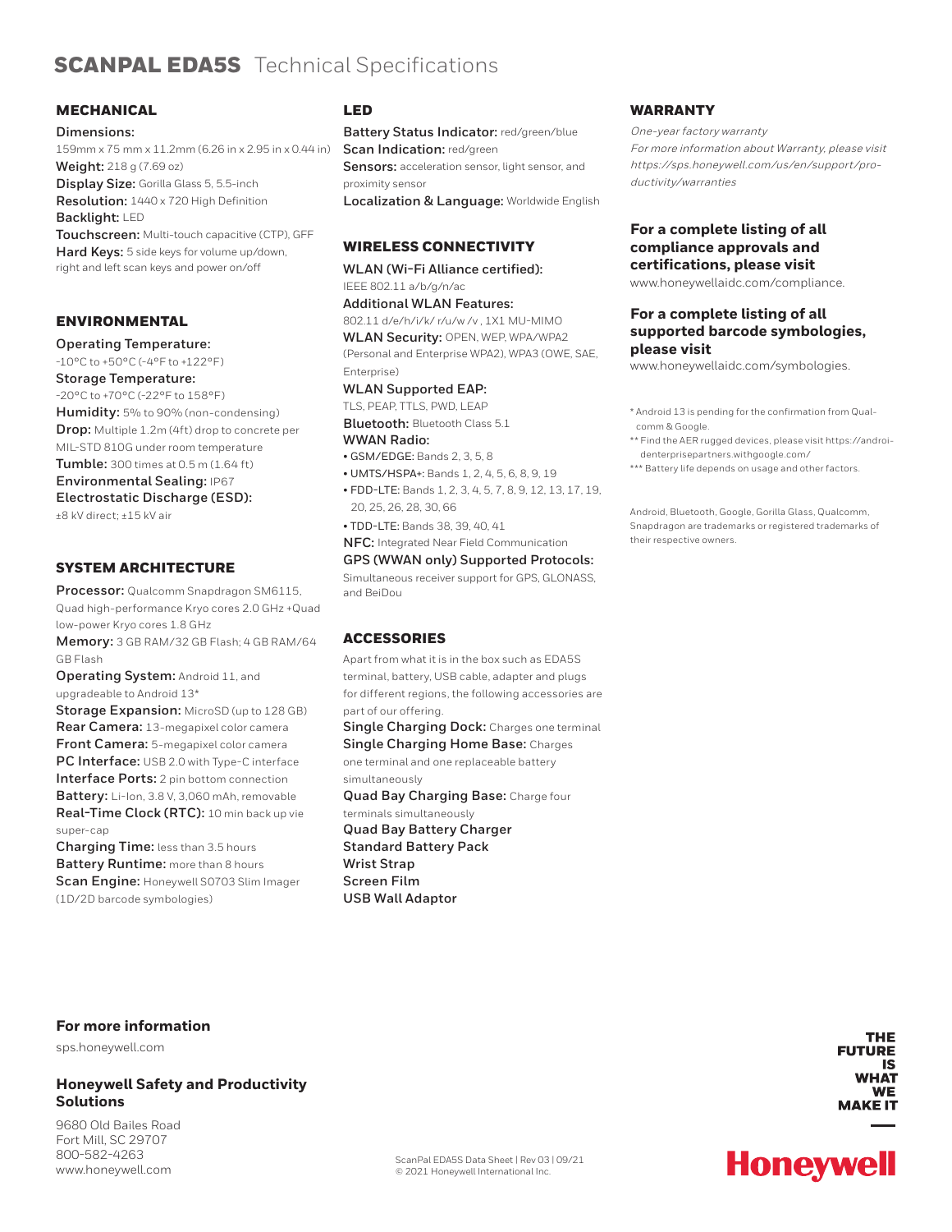# SCANPAL EDA5S Technical Specifications

## MECHANICAL

**Dimensions:**
159mm x 75 mm x 11.2mm (6.26 in x 2.95 in x 0.44 in)
**Weight:** 218 g (7.69 oz)
**Display Size:** Gorilla Glass 5, 5.5-inch
**Resolution:** 1440 x 720 High Definition
**Backlight:** LED
**Touchscreen:** Multi-touch capacitive (CTP), GFF
**Hard Keys:** 5 side keys for volume up/down, right and left scan keys and power on/off

## ENVIRONMENTAL

**Operating Temperature:**
-10°C to +50°C (-4°F to +122°F)
**Storage Temperature:**
-20°C to +70°C (-22°F to 158°F)
**Humidity:** 5% to 90% (non-condensing)
**Drop:** Multiple 1.2m (4ft) drop to concrete per MIL-STD 810G under room temperature
**Tumble:** 300 times at 0.5 m (1.64 ft)
**Environmental Sealing:** IP67
**Electrostatic Discharge (ESD):**
±8 kV direct; ±15 kV air

## SYSTEM ARCHITECTURE

**Processor:** Qualcomm Snapdragon SM6115, Quad high-performance Kryo cores 2.0 GHz +Quad low-power Kryo cores 1.8 GHz
**Memory:** 3 GB RAM/32 GB Flash; 4 GB RAM/64 GB Flash
**Operating System:** Android 11, and upgradeable to Android 13*
**Storage Expansion:** MicroSD (up to 128 GB)
**Rear Camera:** 13-megapixel color camera
**Front Camera:** 5-megapixel color camera
**PC Interface:** USB 2.0 with Type-C interface
**Interface Ports:** 2 pin bottom connection
**Battery:** Li-Ion, 3.8 V, 3,060 mAh, removable
**Real-Time Clock (RTC):** 10 min back up vie super-cap
**Charging Time:** less than 3.5 hours
**Battery Runtime:** more than 8 hours
**Scan Engine:** Honeywell S0703 Slim Imager (1D/2D barcode symbologies)

## LED

**Battery Status Indicator:** red/green/blue
**Scan Indication:** red/green
**Sensors:** acceleration sensor, light sensor, and proximity sensor
**Localization & Language:** Worldwide English

## WIRELESS CONNECTIVITY

**WLAN (Wi-Fi Alliance certified):**
IEEE 802.11 a/b/g/n/ac
**Additional WLAN Features:**
802.11 d/e/h/i/k/ r/u/w /v , 1X1 MU-MIMO
**WLAN Security:** OPEN, WEP, WPA/WPA2 (Personal and Enterprise WPA2), WPA3 (OWE, SAE, Enterprise)
**WLAN Supported EAP:**
TLS, PEAP, TTLS, PWD, LEAP
**Bluetooth:** Bluetooth Class 5.1
**WWAN Radio:**

- GSM/EDGE: Bands 2, 3, 5, 8
- UMTS/HSPA+: Bands 1, 2, 4, 5, 6, 8, 9, 19
- FDD-LTE: Bands 1, 2, 3, 4, 5, 7, 8, 9, 12, 13, 17, 19, 20, 25, 26, 28, 30, 66
- TDD-LTE: Bands 38, 39, 40, 41

**NFC:** Integrated Near Field Communication
**GPS (WWAN only) Supported Protocols:**
Simultaneous receiver support for GPS, GLONASS, and BeiDou

## ACCESSORIES

Apart from what it is in the box such as EDA5S terminal, battery, USB cable, adapter and plugs for different regions, the following accessories are part of our offering.
**Single Charging Dock:** Charges one terminal
**Single Charging Home Base:** Charges one terminal and one replaceable battery simultaneously
**Quad Bay Charging Base:** Charge four terminals simultaneously
**Quad Bay Battery Charger**
**Standard Battery Pack**
**Wrist Strap**
**Screen Film**
**USB Wall Adaptor**

## WARRANTY

*One-year factory warranty*
*For more information about Warranty, please visit https://sps.honeywell.com/us/en/support/productivity/warranties*

### For a complete listing of all compliance approvals and certifications, please visit

www.honeywellaidc.com/compliance.

### For a complete listing of all supported barcode symbologies, please visit

www.honeywellaidc.com/symbologies.

\* Android 13 is pending for the confirmation from Qualcomm & Google.
\*\* Find the AER rugged devices, please visit https://androidenterprisepartners.withgoogle.com/
\*\*\* Battery life depends on usage and other factors.

Android, Bluetooth, Google, Gorilla Glass, Qualcomm, Snapdragon are trademarks or registered trademarks of their respective owners.

### For more information

sps.honeywell.com

### Honeywell Safety and Productivity Solutions

9680 Old Bailes Road
Fort Mill, SC 29707
800-582-4263
www.honeywell.com

ScanPal EDA5S Data Sheet | Rev 03 | 09/21
© 2021 Honeywell International Inc.

THE FUTURE IS WHAT WE MAKE IT

Honeywell